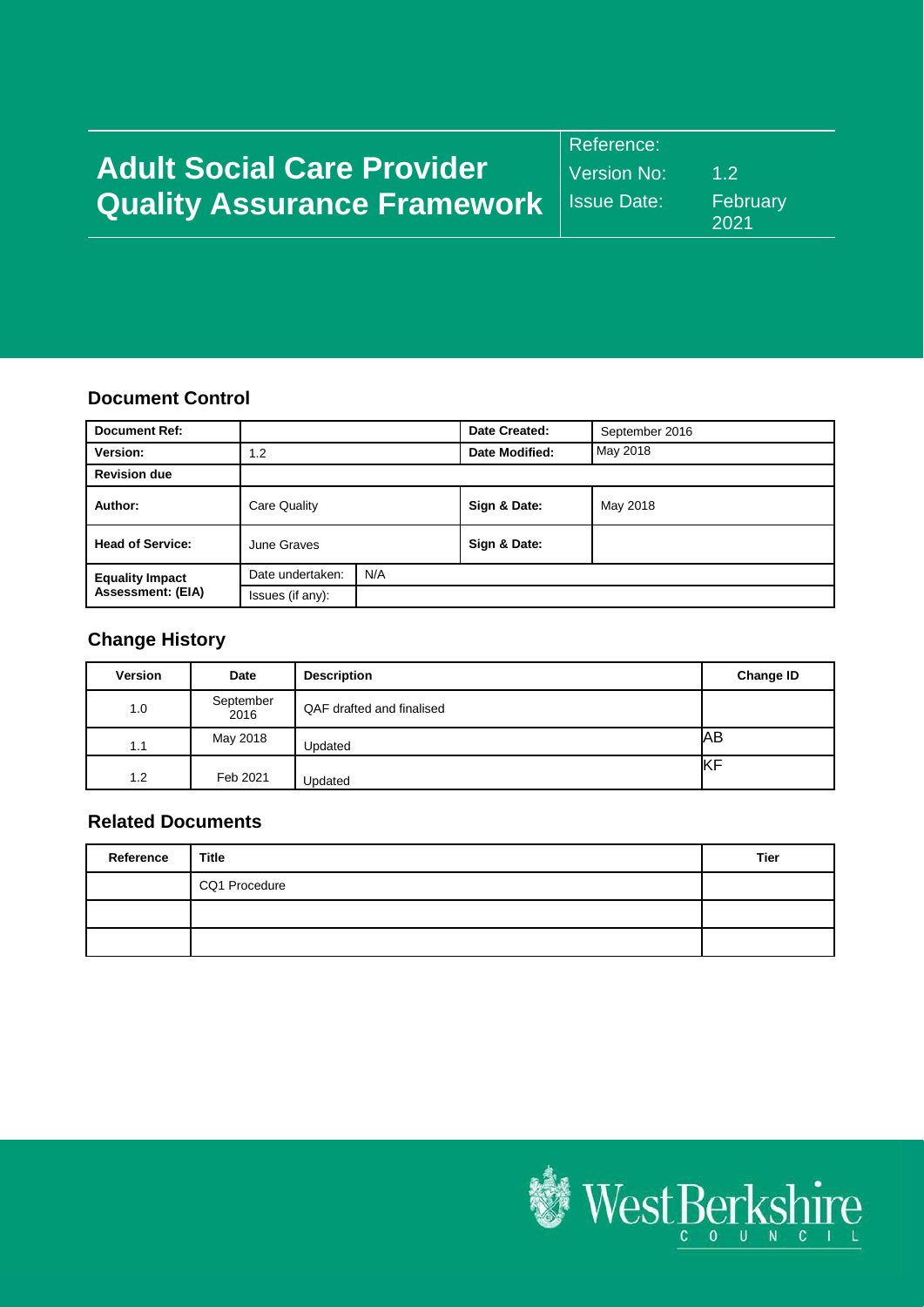# Adult Social Care Provider Quality Assurance Framework

| | |
|---|---|
| Reference: | |
| Version No: | 1.2 |
| Issue Date: | February 2021 |

## Document Control

| Document Ref: | | | Date Created: | September 2016 |
|---|---|---|---|---|
| Version: | 1.2 | | Date Modified: | May 2018 |
| Revision due | | | | |
| Author: | Care Quality | | Sign & Date: | May 2018 |
| Head of Service: | June Graves | | Sign & Date: | |
| Equality Impact Assessment: (EIA) | Date undertaken: | N/A | | |
| | Issues (if any): | | | |

## Change History

| Version | Date | Description | Change ID |
|---|---|---|---|
| 1.0 | September 2016 | QAF drafted and finalised | |
| 1.1 | May 2018 | Updated | AB |
| 1.2 | Feb 2021 | Updated | KF |

## Related Documents

| Reference | Title | Tier |
|---|---|---|
| | CQ1 Procedure | |
| | | |
| | | |

West Berkshire COUNCIL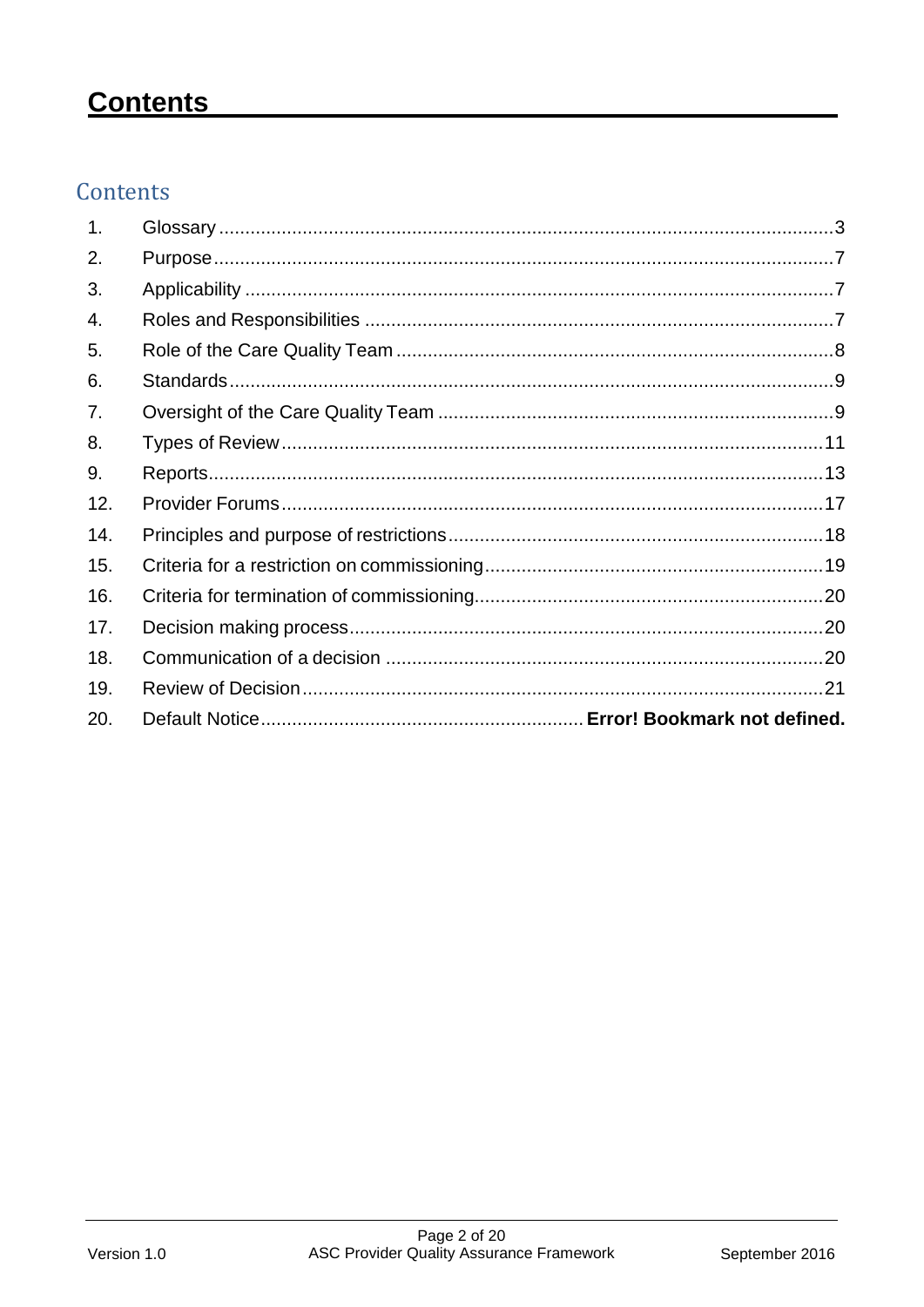# Contents

## Contents

| | | |
|---|---|---|
| 1. | Glossary | 3 |
| 2. | Purpose | 7 |
| 3. | Applicability | 7 |
| 4. | Roles and Responsibilities | 7 |
| 5. | Role of the Care Quality Team | 8 |
| 6. | Standards | 9 |
| 7. | Oversight of the Care Quality Team | 9 |
| 8. | Types of Review | 11 |
| 9. | Reports | 13 |
| 12. | Provider Forums | 17 |
| 14. | Principles and purpose of restrictions | 18 |
| 15. | Criteria for a restriction on commissioning | 19 |
| 16. | Criteria for termination of commissioning | 20 |
| 17. | Decision making process | 20 |
| 18. | Communication of a decision | 20 |
| 19. | Review of Decision | 21 |
| 20. | Default Notice | **Error! Bookmark not defined.** |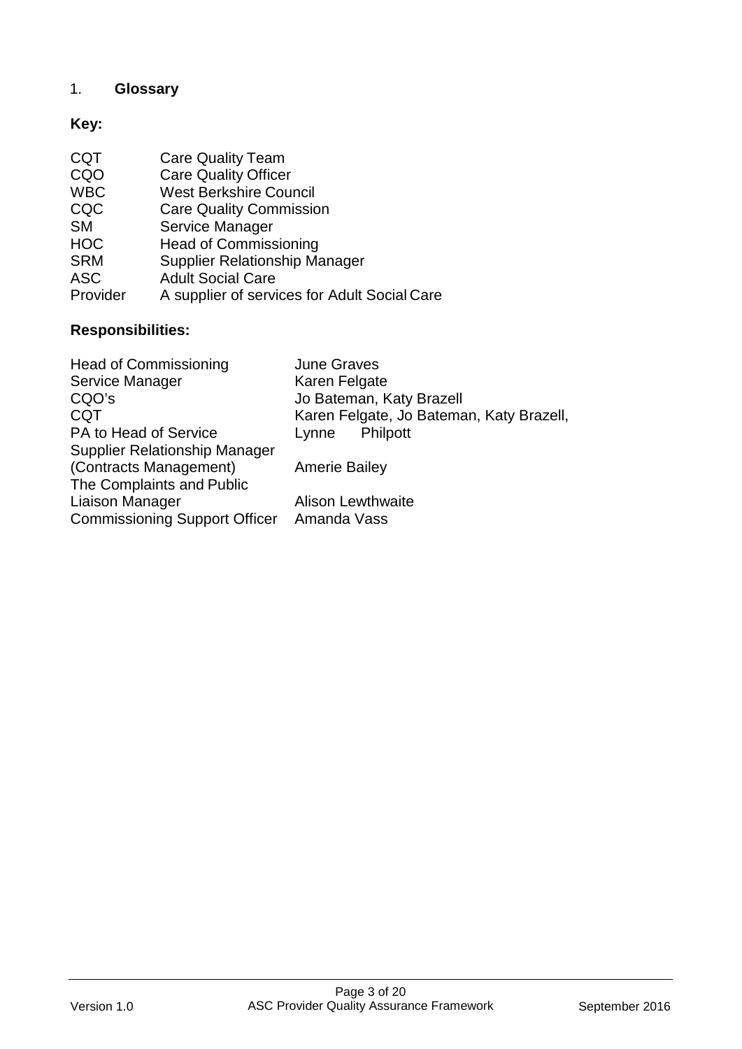## 1. Glossary

**Key:**

| | |
|---|---|
| CQT | Care Quality Team |
| CQO | Care Quality Officer |
| WBC | West Berkshire Council |
| CQC | Care Quality Commission |
| SM | Service Manager |
| HOC | Head of Commissioning |
| SRM | Supplier Relationship Manager |
| ASC | Adult Social Care |
| Provider | A supplier of services for Adult Social Care |

**Responsibilities:**

| | |
|---|---|
| Head of Commissioning | June Graves |
| Service Manager | Karen Felgate |
| CQO's | Jo Bateman, Katy Brazell |
| CQT | Karen Felgate, Jo Bateman, Katy Brazell, |
| PA to Head of Service | Lynne Philpott |
| Supplier Relationship Manager (Contracts Management) | Amerie Bailey |
| The Complaints and Public Liaison Manager | Alison Lewthwaite |
| Commissioning Support Officer | Amanda Vass |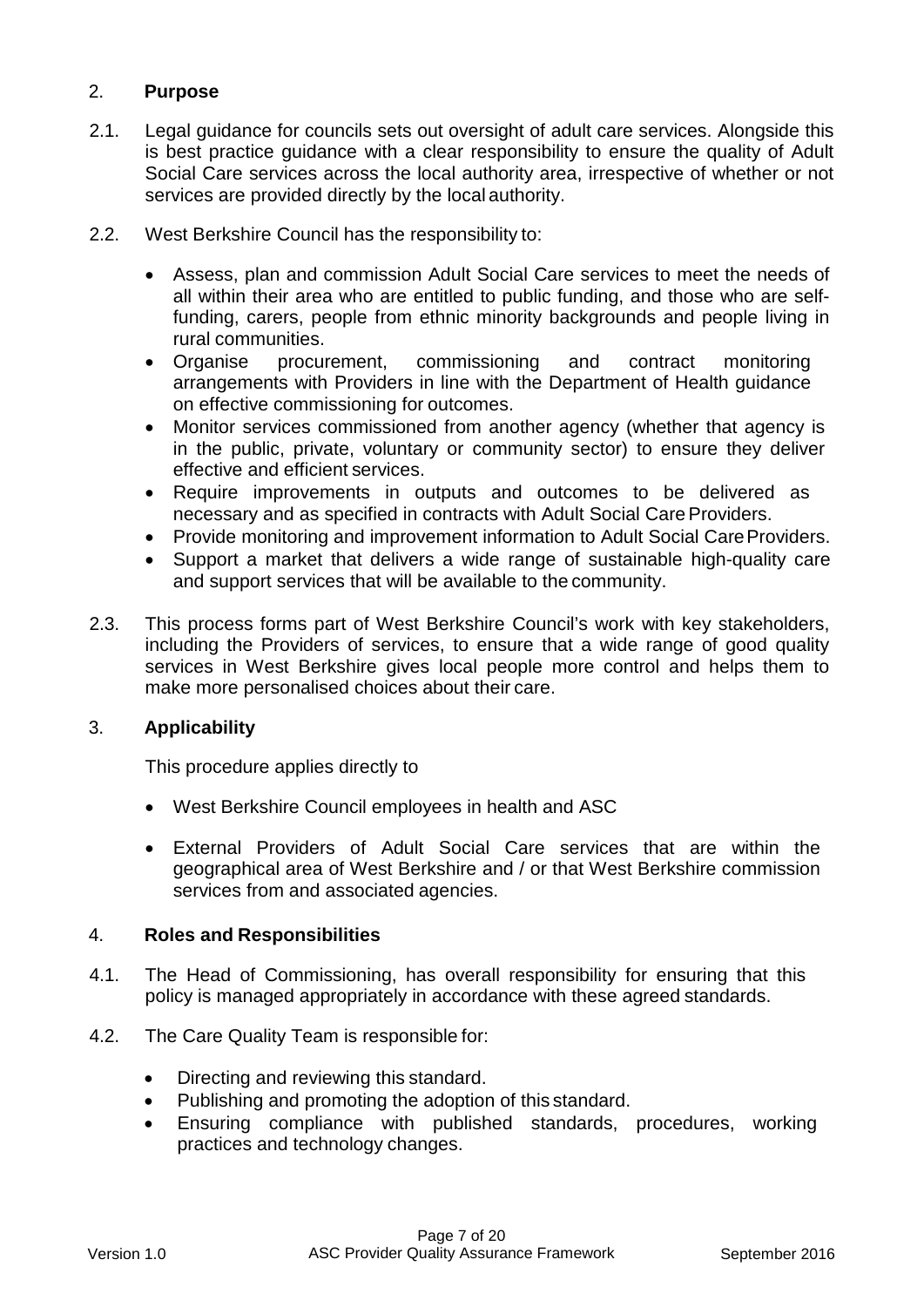## 2. Purpose

2.1. Legal guidance for councils sets out oversight of adult care services. Alongside this is best practice guidance with a clear responsibility to ensure the quality of Adult Social Care services across the local authority area, irrespective of whether or not services are provided directly by the local authority.

2.2. West Berkshire Council has the responsibility to:

- Assess, plan and commission Adult Social Care services to meet the needs of all within their area who are entitled to public funding, and those who are self-funding, carers, people from ethnic minority backgrounds and people living in rural communities.
- Organise procurement, commissioning and contract monitoring arrangements with Providers in line with the Department of Health guidance on effective commissioning for outcomes.
- Monitor services commissioned from another agency (whether that agency is in the public, private, voluntary or community sector) to ensure they deliver effective and efficient services.
- Require improvements in outputs and outcomes to be delivered as necessary and as specified in contracts with Adult Social Care Providers.
- Provide monitoring and improvement information to Adult Social Care Providers.
- Support a market that delivers a wide range of sustainable high-quality care and support services that will be available to the community.

2.3. This process forms part of West Berkshire Council's work with key stakeholders, including the Providers of services, to ensure that a wide range of good quality services in West Berkshire gives local people more control and helps them to make more personalised choices about their care.

## 3. Applicability

This procedure applies directly to

- West Berkshire Council employees in health and ASC
- External Providers of Adult Social Care services that are within the geographical area of West Berkshire and / or that West Berkshire commission services from and associated agencies.

## 4. Roles and Responsibilities

4.1. The Head of Commissioning, has overall responsibility for ensuring that this policy is managed appropriately in accordance with these agreed standards.

4.2. The Care Quality Team is responsible for:

- Directing and reviewing this standard.
- Publishing and promoting the adoption of this standard.
- Ensuring compliance with published standards, procedures, working practices and technology changes.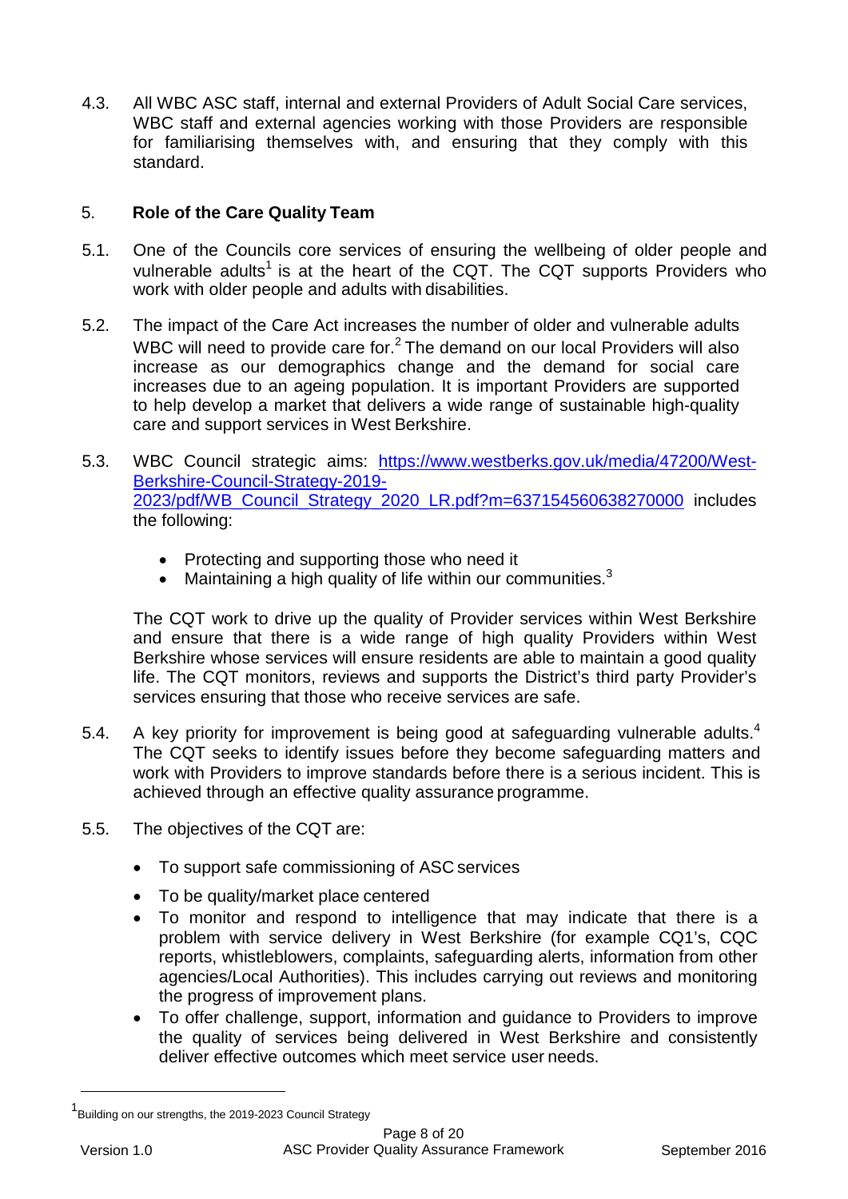4.3. All WBC ASC staff, internal and external Providers of Adult Social Care services, WBC staff and external agencies working with those Providers are responsible for familiarising themselves with, and ensuring that they comply with this standard.

## 5. Role of the Care Quality Team

5.1. One of the Councils core services of ensuring the wellbeing of older people and vulnerable adults[1] is at the heart of the CQT. The CQT supports Providers who work with older people and adults with disabilities.

5.2. The impact of the Care Act increases the number of older and vulnerable adults WBC will need to provide care for.[2] The demand on our local Providers will also increase as our demographics change and the demand for social care increases due to an ageing population. It is important Providers are supported to help develop a market that delivers a wide range of sustainable high-quality care and support services in West Berkshire.

5.3. WBC Council strategic aims: [https://www.westberks.gov.uk/media/47200/West-Berkshire-Council-Strategy-2019-2023/pdf/WB_Council_Strategy_2020_LR.pdf?m=637154560638270000](https://www.westberks.gov.uk/media/47200/West-Berkshire-Council-Strategy-2019-2023/pdf/WB_Council_Strategy_2020_LR.pdf?m=637154560638270000) includes the following:

- Protecting and supporting those who need it
- Maintaining a high quality of life within our communities.[3]

The CQT work to drive up the quality of Provider services within West Berkshire and ensure that there is a wide range of high quality Providers within West Berkshire whose services will ensure residents are able to maintain a good quality life. The CQT monitors, reviews and supports the District's third party Provider's services ensuring that those who receive services are safe.

5.4. A key priority for improvement is being good at safeguarding vulnerable adults.[4] The CQT seeks to identify issues before they become safeguarding matters and work with Providers to improve standards before there is a serious incident. This is achieved through an effective quality assurance programme.

5.5. The objectives of the CQT are:

- To support safe commissioning of ASC services
- To be quality/market place centered
- To monitor and respond to intelligence that may indicate that there is a problem with service delivery in West Berkshire (for example CQ1's, CQC reports, whistleblowers, complaints, safeguarding alerts, information from other agencies/Local Authorities). This includes carrying out reviews and monitoring the progress of improvement plans.
- To offer challenge, support, information and guidance to Providers to improve the quality of services being delivered in West Berkshire and consistently deliver effective outcomes which meet service user needs.

---

[1] Building on our strengths, the 2019-2023 Council Strategy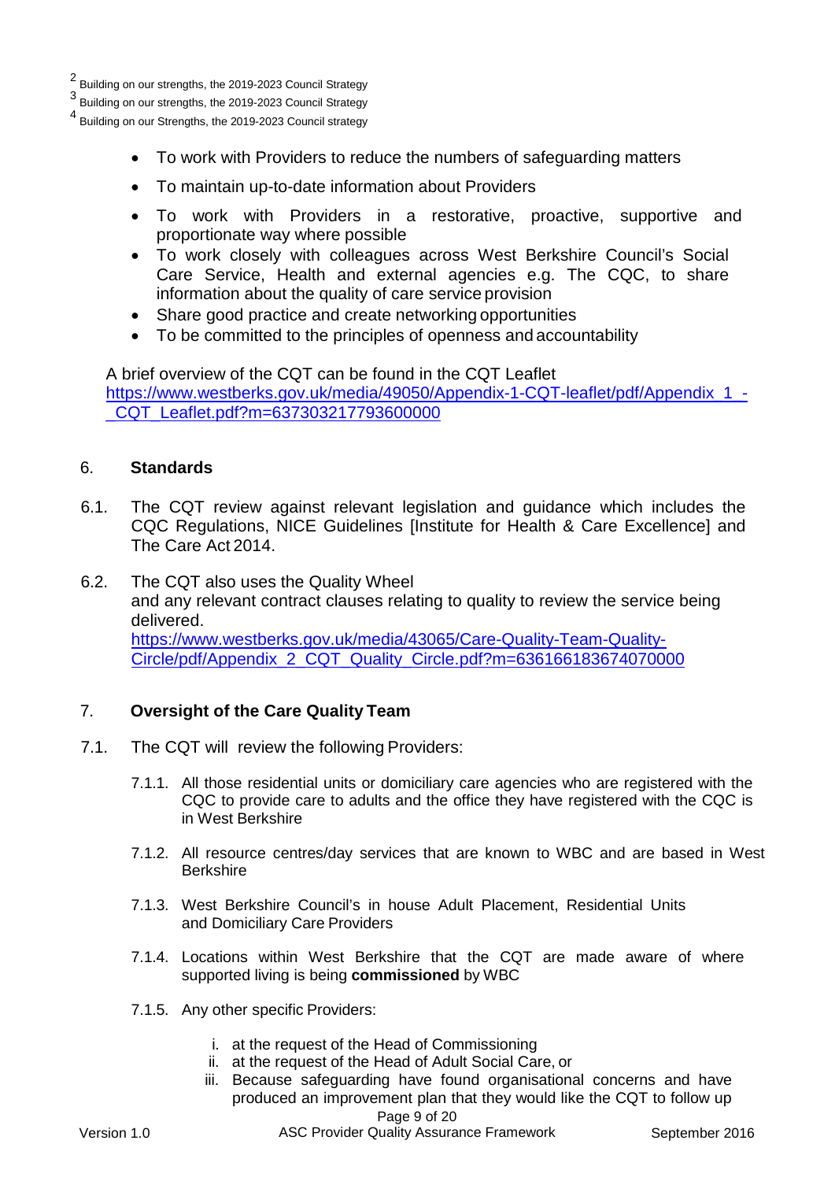[2] Building on our strengths, the 2019-2023 Council Strategy

[3] Building on our strengths, the 2019-2023 Council Strategy

[4] Building on our Strengths, the 2019-2023 Council strategy

- To work with Providers to reduce the numbers of safeguarding matters
- To maintain up-to-date information about Providers
- To work with Providers in a restorative, proactive, supportive and proportionate way where possible
- To work closely with colleagues across West Berkshire Council's Social Care Service, Health and external agencies e.g. The CQC, to share information about the quality of care service provision
- Share good practice and create networking opportunities
- To be committed to the principles of openness and accountability

A brief overview of the CQT can be found in the CQT Leaflet
https://www.westberks.gov.uk/media/49050/Appendix-1-CQT-leaflet/pdf/Appendix_1_-_CQT_Leaflet.pdf?m=637303217793600000

## 6. Standards

6.1. The CQT review against relevant legislation and guidance which includes the CQC Regulations, NICE Guidelines [Institute for Health & Care Excellence] and The Care Act 2014.

6.2. The CQT also uses the Quality Wheel
and any relevant contract clauses relating to quality to review the service being delivered.
https://www.westberks.gov.uk/media/43065/Care-Quality-Team-Quality-Circle/pdf/Appendix_2_CQT_Quality_Circle.pdf?m=636166183674070000

## 7. Oversight of the Care Quality Team

7.1. The CQT will review the following Providers:

7.1.1. All those residential units or domiciliary care agencies who are registered with the CQC to provide care to adults and the office they have registered with the CQC is in West Berkshire

7.1.2. All resource centres/day services that are known to WBC and are based in West Berkshire

7.1.3. West Berkshire Council's in house Adult Placement, Residential Units and Domiciliary Care Providers

7.1.4. Locations within West Berkshire that the CQT are made aware of where supported living is being **commissioned** by WBC

7.1.5. Any other specific Providers:

i. at the request of the Head of Commissioning
ii. at the request of the Head of Adult Social Care, or
iii. Because safeguarding have found organisational concerns and have produced an improvement plan that they would like the CQT to follow up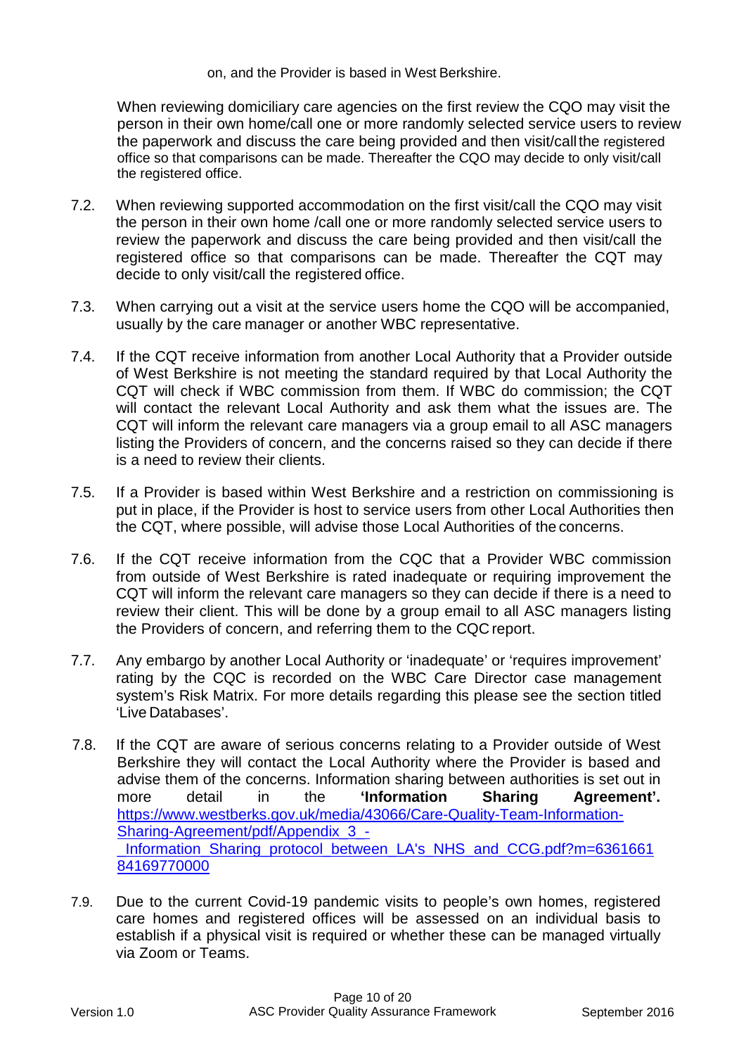on, and the Provider is based in West Berkshire.

When reviewing domiciliary care agencies on the first review the CQO may visit the person in their own home/call one or more randomly selected service users to review the paperwork and discuss the care being provided and then visit/call the registered office so that comparisons can be made. Thereafter the CQO may decide to only visit/call the registered office.

7.2. When reviewing supported accommodation on the first visit/call the CQO may visit the person in their own home /call one or more randomly selected service users to review the paperwork and discuss the care being provided and then visit/call the registered office so that comparisons can be made. Thereafter the CQT may decide to only visit/call the registered office.

7.3. When carrying out a visit at the service users home the CQO will be accompanied, usually by the care manager or another WBC representative.

7.4. If the CQT receive information from another Local Authority that a Provider outside of West Berkshire is not meeting the standard required by that Local Authority the CQT will check if WBC commission from them. If WBC do commission; the CQT will contact the relevant Local Authority and ask them what the issues are. The CQT will inform the relevant care managers via a group email to all ASC managers listing the Providers of concern, and the concerns raised so they can decide if there is a need to review their clients.

7.5. If a Provider is based within West Berkshire and a restriction on commissioning is put in place, if the Provider is host to service users from other Local Authorities then the CQT, where possible, will advise those Local Authorities of the concerns.

7.6. If the CQT receive information from the CQC that a Provider WBC commission from outside of West Berkshire is rated inadequate or requiring improvement the CQT will inform the relevant care managers so they can decide if there is a need to review their client. This will be done by a group email to all ASC managers listing the Providers of concern, and referring them to the CQC report.

7.7. Any embargo by another Local Authority or 'inadequate' or 'requires improvement' rating by the CQC is recorded on the WBC Care Director case management system's Risk Matrix. For more details regarding this please see the section titled 'Live Databases'.

7.8. If the CQT are aware of serious concerns relating to a Provider outside of West Berkshire they will contact the Local Authority where the Provider is based and advise them of the concerns. Information sharing between authorities is set out in more detail in the **'Information Sharing Agreement'.** https://www.westberks.gov.uk/media/43066/Care-Quality-Team-Information-Sharing-Agreement/pdf/Appendix_3_-_Information_Sharing_protocol_between_LA's_NHS_and_CCG.pdf?m=636166184169770000

7.9. Due to the current Covid-19 pandemic visits to people's own homes, registered care homes and registered offices will be assessed on an individual basis to establish if a physical visit is required or whether these can be managed virtually via Zoom or Teams.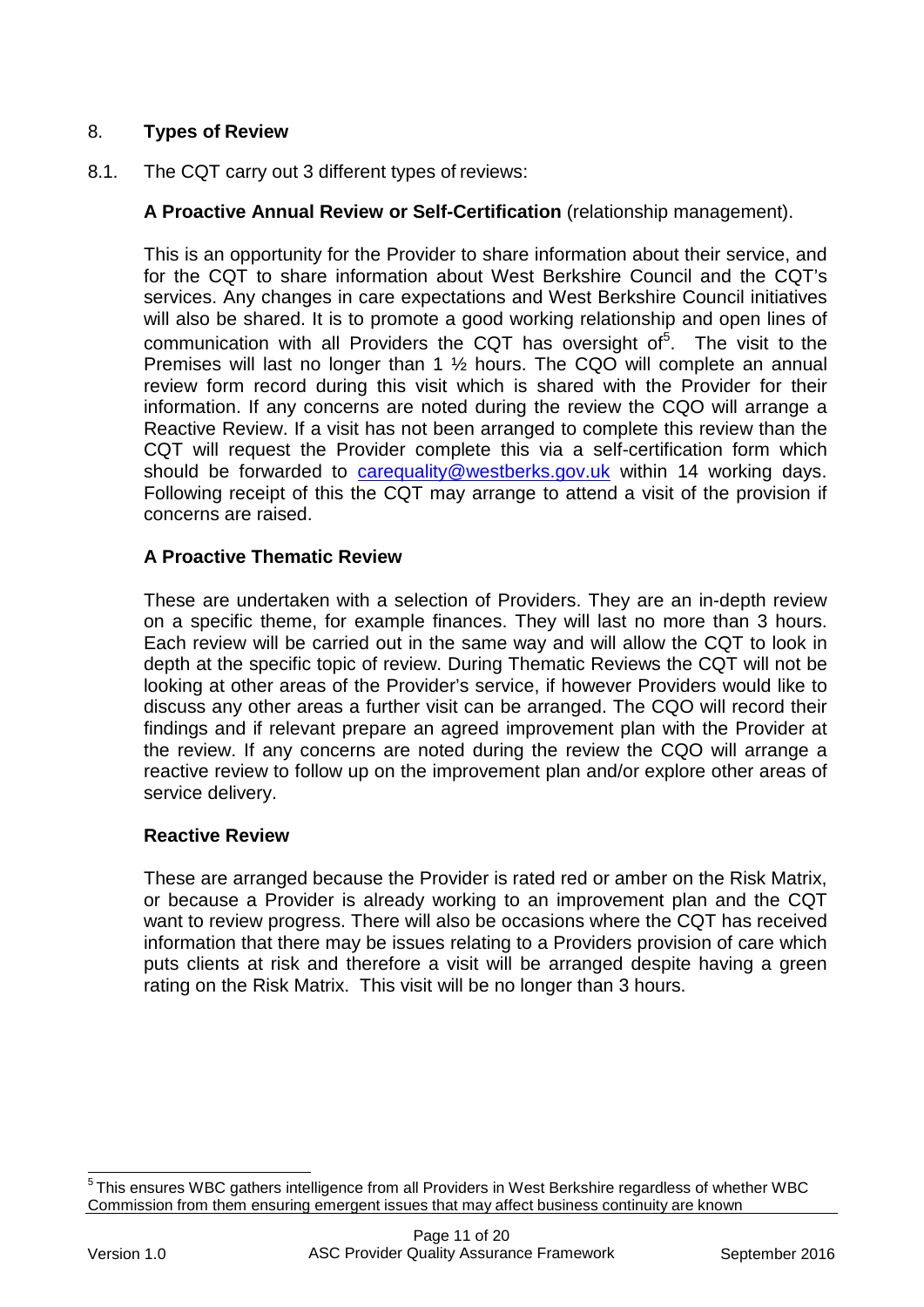## 8. **Types of Review**

8.1. The CQT carry out 3 different types of reviews:

**A Proactive Annual Review or Self-Certification** (relationship management).

This is an opportunity for the Provider to share information about their service, and for the CQT to share information about West Berkshire Council and the CQT's services. Any changes in care expectations and West Berkshire Council initiatives will also be shared. It is to promote a good working relationship and open lines of communication with all Providers the CQT has oversight of[5]. The visit to the Premises will last no longer than 1 ½ hours. The CQO will complete an annual review form record during this visit which is shared with the Provider for their information. If any concerns are noted during the review the CQO will arrange a Reactive Review. If a visit has not been arranged to complete this review than the CQT will request the Provider complete this via a self-certification form which should be forwarded to carequality@westberks.gov.uk within 14 working days. Following receipt of this the CQT may arrange to attend a visit of the provision if concerns are raised.

**A Proactive Thematic Review**

These are undertaken with a selection of Providers. They are an in-depth review on a specific theme, for example finances. They will last no more than 3 hours. Each review will be carried out in the same way and will allow the CQT to look in depth at the specific topic of review. During Thematic Reviews the CQT will not be looking at other areas of the Provider's service, if however Providers would like to discuss any other areas a further visit can be arranged. The CQO will record their findings and if relevant prepare an agreed improvement plan with the Provider at the review. If any concerns are noted during the review the CQO will arrange a reactive review to follow up on the improvement plan and/or explore other areas of service delivery.

**Reactive Review**

These are arranged because the Provider is rated red or amber on the Risk Matrix, or because a Provider is already working to an improvement plan and the CQT want to review progress. There will also be occasions where the CQT has received information that there may be issues relating to a Providers provision of care which puts clients at risk and therefore a visit will be arranged despite having a green rating on the Risk Matrix. This visit will be no longer than 3 hours.

---

[5] This ensures WBC gathers intelligence from all Providers in West Berkshire regardless of whether WBC Commission from them ensuring emergent issues that may affect business continuity are known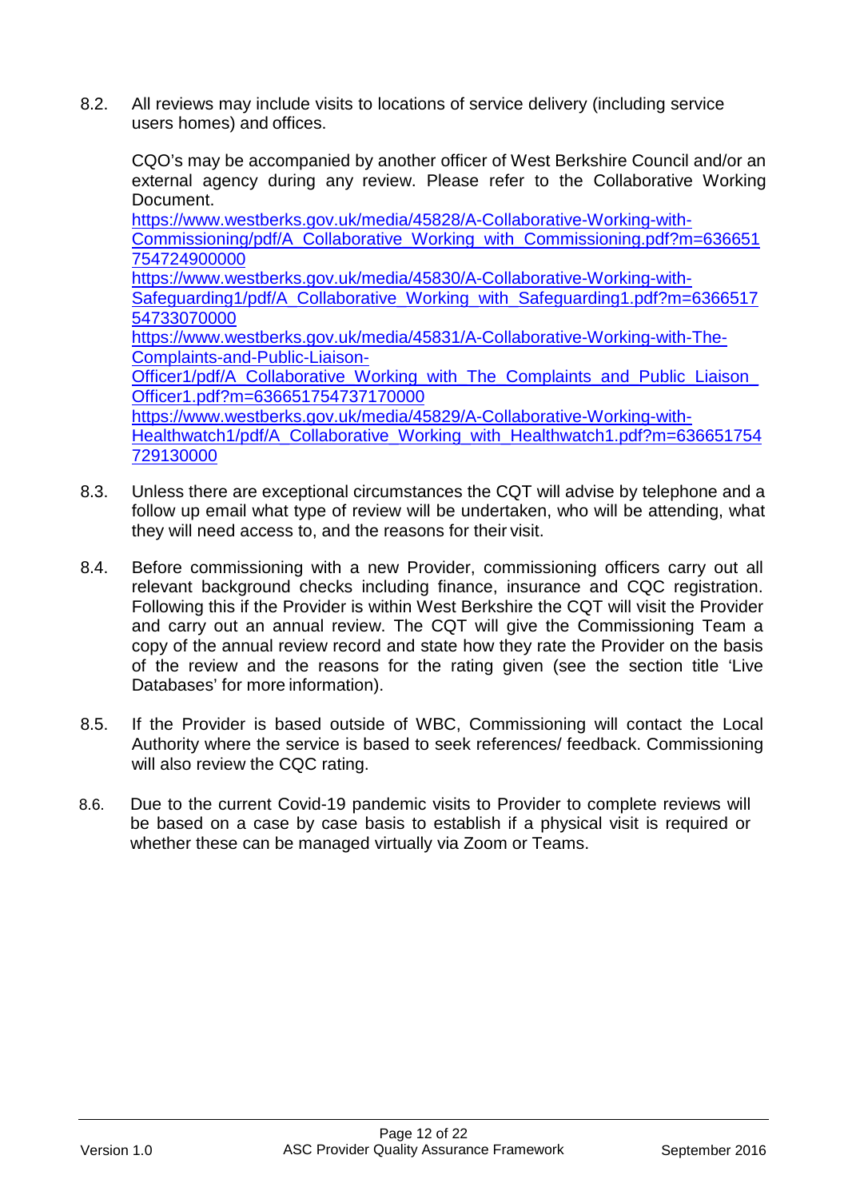8.2. All reviews may include visits to locations of service delivery (including service users homes) and offices.

CQO's may be accompanied by another officer of West Berkshire Council and/or an external agency during any review. Please refer to the Collaborative Working Document.
https://www.westberks.gov.uk/media/45828/A-Collaborative-Working-with-Commissioning/pdf/A_Collaborative_Working_with_Commissioning.pdf?m=636651754724900000
https://www.westberks.gov.uk/media/45830/A-Collaborative-Working-with-Safeguarding1/pdf/A_Collaborative_Working_with_Safeguarding1.pdf?m=636651754733070000
https://www.westberks.gov.uk/media/45831/A-Collaborative-Working-with-The-Complaints-and-Public-Liaison-Officer1/pdf/A_Collaborative_Working_with_The_Complaints_and_Public_Liaison_Officer1.pdf?m=636651754737170000
https://www.westberks.gov.uk/media/45829/A-Collaborative-Working-with-Healthwatch1/pdf/A_Collaborative_Working_with_Healthwatch1.pdf?m=636651754729130000

8.3. Unless there are exceptional circumstances the CQT will advise by telephone and a follow up email what type of review will be undertaken, who will be attending, what they will need access to, and the reasons for their visit.

8.4. Before commissioning with a new Provider, commissioning officers carry out all relevant background checks including finance, insurance and CQC registration. Following this if the Provider is within West Berkshire the CQT will visit the Provider and carry out an annual review. The CQT will give the Commissioning Team a copy of the annual review record and state how they rate the Provider on the basis of the review and the reasons for the rating given (see the section title 'Live Databases' for more information).

8.5. If the Provider is based outside of WBC, Commissioning will contact the Local Authority where the service is based to seek references/ feedback. Commissioning will also review the CQC rating.

8.6. Due to the current Covid-19 pandemic visits to Provider to complete reviews will be based on a case by case basis to establish if a physical visit is required or whether these can be managed virtually via Zoom or Teams.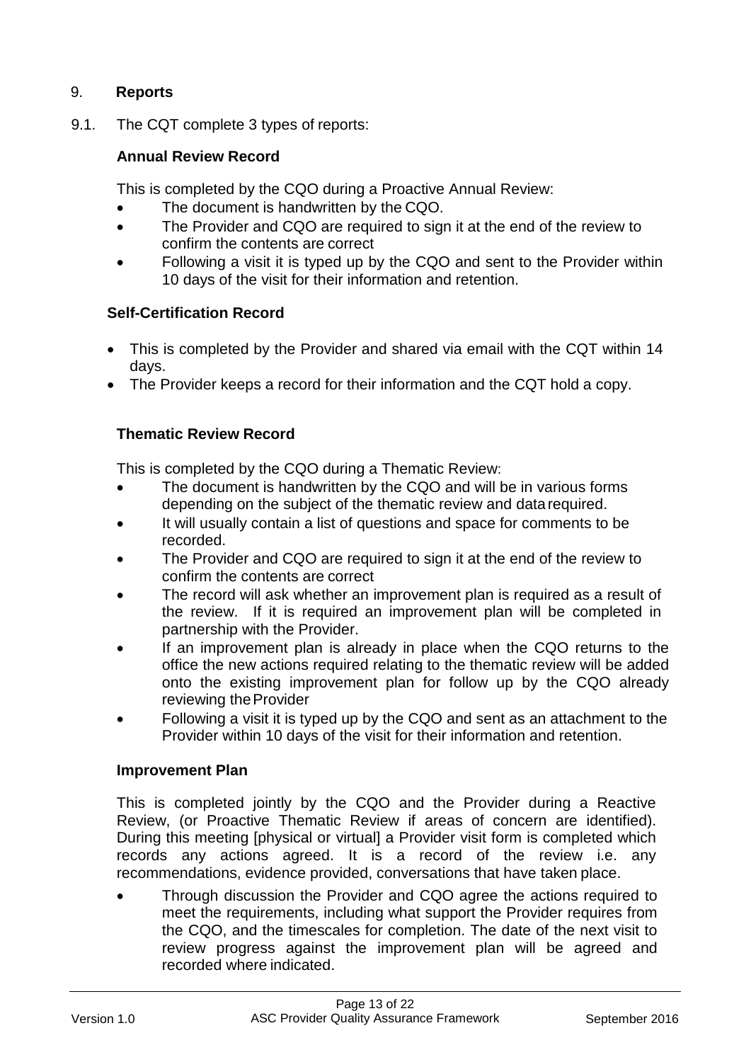## 9. **Reports**

9.1. The CQT complete 3 types of reports:

**Annual Review Record**

This is completed by the CQO during a Proactive Annual Review:

- The document is handwritten by the CQO.
- The Provider and CQO are required to sign it at the end of the review to confirm the contents are correct
- Following a visit it is typed up by the CQO and sent to the Provider within 10 days of the visit for their information and retention.

**Self-Certification Record**

- This is completed by the Provider and shared via email with the CQT within 14 days.
- The Provider keeps a record for their information and the CQT hold a copy.

**Thematic Review Record**

This is completed by the CQO during a Thematic Review:

- The document is handwritten by the CQO and will be in various forms depending on the subject of the thematic review and data required.
- It will usually contain a list of questions and space for comments to be recorded.
- The Provider and CQO are required to sign it at the end of the review to confirm the contents are correct
- The record will ask whether an improvement plan is required as a result of the review. If it is required an improvement plan will be completed in partnership with the Provider.
- If an improvement plan is already in place when the CQO returns to the office the new actions required relating to the thematic review will be added onto the existing improvement plan for follow up by the CQO already reviewing the Provider
- Following a visit it is typed up by the CQO and sent as an attachment to the Provider within 10 days of the visit for their information and retention.

**Improvement Plan**

This is completed jointly by the CQO and the Provider during a Reactive Review, (or Proactive Thematic Review if areas of concern are identified). During this meeting [physical or virtual] a Provider visit form is completed which records any actions agreed. It is a record of the review i.e. any recommendations, evidence provided, conversations that have taken place.

- Through discussion the Provider and CQO agree the actions required to meet the requirements, including what support the Provider requires from the CQO, and the timescales for completion. The date of the next visit to review progress against the improvement plan will be agreed and recorded where indicated.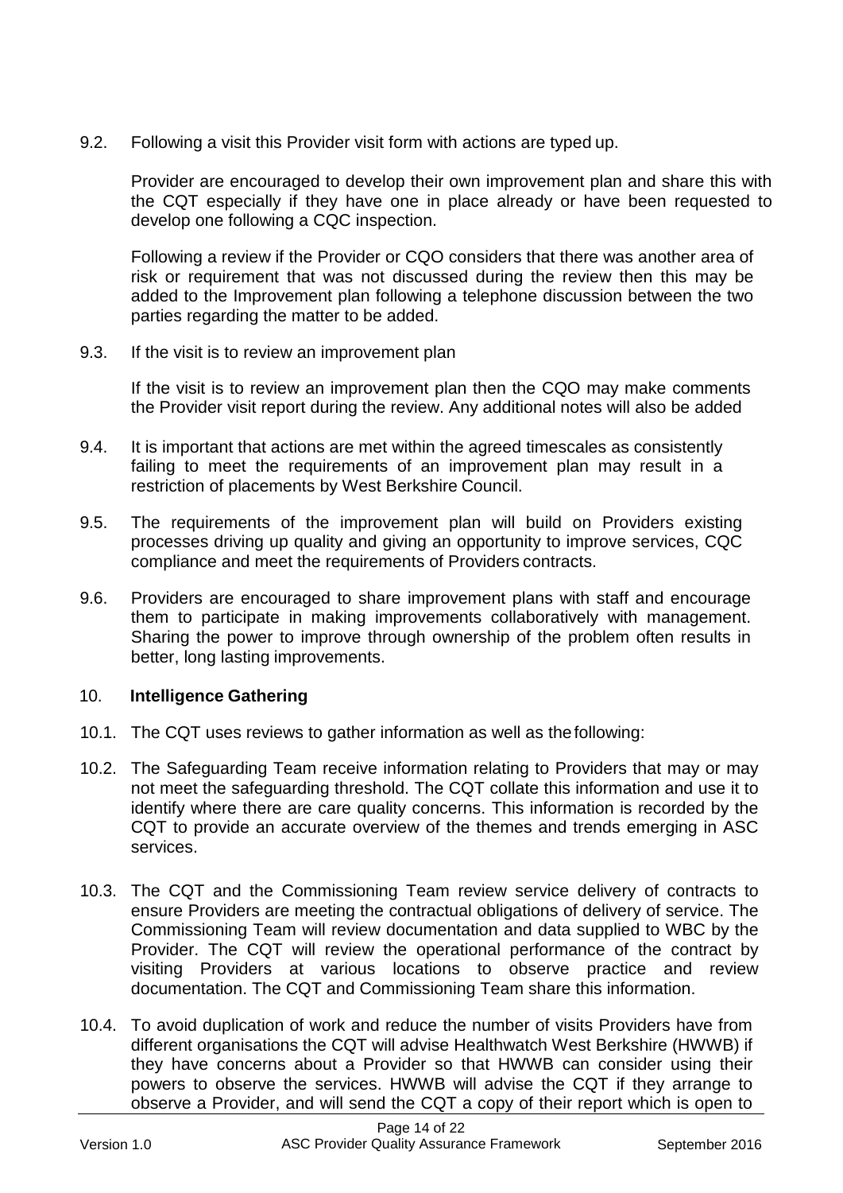9.2. Following a visit this Provider visit form with actions are typed up.

Provider are encouraged to develop their own improvement plan and share this with the CQT especially if they have one in place already or have been requested to develop one following a CQC inspection.

Following a review if the Provider or CQO considers that there was another area of risk or requirement that was not discussed during the review then this may be added to the Improvement plan following a telephone discussion between the two parties regarding the matter to be added.

9.3. If the visit is to review an improvement plan

If the visit is to review an improvement plan then the CQO may make comments the Provider visit report during the review. Any additional notes will also be added

9.4. It is important that actions are met within the agreed timescales as consistently failing to meet the requirements of an improvement plan may result in a restriction of placements by West Berkshire Council.

9.5. The requirements of the improvement plan will build on Providers existing processes driving up quality and giving an opportunity to improve services, CQC compliance and meet the requirements of Providers contracts.

9.6. Providers are encouraged to share improvement plans with staff and encourage them to participate in making improvements collaboratively with management. Sharing the power to improve through ownership of the problem often results in better, long lasting improvements.

## 10. **Intelligence Gathering**

10.1. The CQT uses reviews to gather information as well as the following:

10.2. The Safeguarding Team receive information relating to Providers that may or may not meet the safeguarding threshold. The CQT collate this information and use it to identify where there are care quality concerns. This information is recorded by the CQT to provide an accurate overview of the themes and trends emerging in ASC services.

10.3. The CQT and the Commissioning Team review service delivery of contracts to ensure Providers are meeting the contractual obligations of delivery of service. The Commissioning Team will review documentation and data supplied to WBC by the Provider. The CQT will review the operational performance of the contract by visiting Providers at various locations to observe practice and review documentation. The CQT and Commissioning Team share this information.

10.4. To avoid duplication of work and reduce the number of visits Providers have from different organisations the CQT will advise Healthwatch West Berkshire (HWWB) if they have concerns about a Provider so that HWWB can consider using their powers to observe the services. HWWB will advise the CQT if they arrange to observe a Provider, and will send the CQT a copy of their report which is open to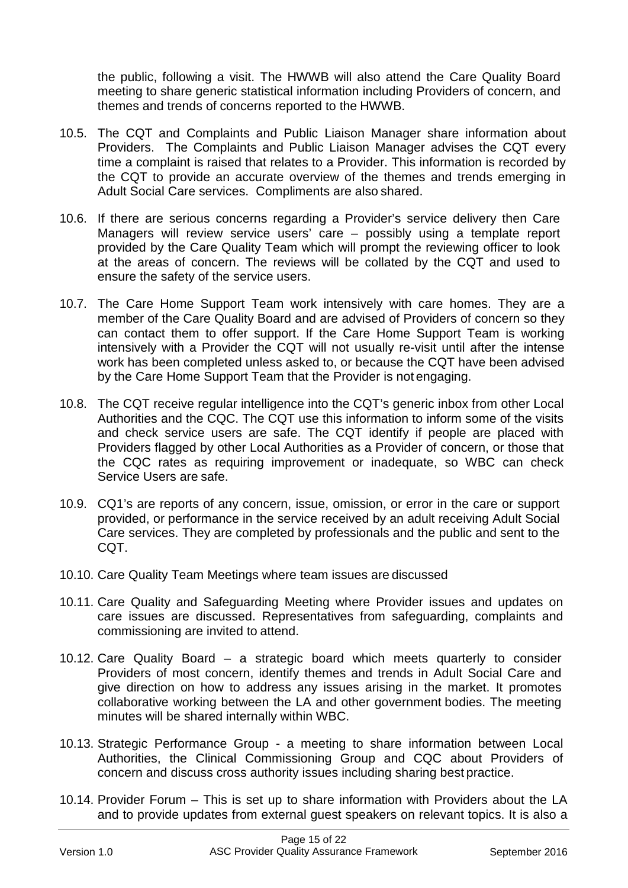the public, following a visit. The HWWB will also attend the Care Quality Board meeting to share generic statistical information including Providers of concern, and themes and trends of concerns reported to the HWWB.

10.5. The CQT and Complaints and Public Liaison Manager share information about Providers. The Complaints and Public Liaison Manager advises the CQT every time a complaint is raised that relates to a Provider. This information is recorded by the CQT to provide an accurate overview of the themes and trends emerging in Adult Social Care services. Compliments are also shared.

10.6. If there are serious concerns regarding a Provider's service delivery then Care Managers will review service users' care – possibly using a template report provided by the Care Quality Team which will prompt the reviewing officer to look at the areas of concern. The reviews will be collated by the CQT and used to ensure the safety of the service users.

10.7. The Care Home Support Team work intensively with care homes. They are a member of the Care Quality Board and are advised of Providers of concern so they can contact them to offer support. If the Care Home Support Team is working intensively with a Provider the CQT will not usually re-visit until after the intense work has been completed unless asked to, or because the CQT have been advised by the Care Home Support Team that the Provider is not engaging.

10.8. The CQT receive regular intelligence into the CQT's generic inbox from other Local Authorities and the CQC. The CQT use this information to inform some of the visits and check service users are safe. The CQT identify if people are placed with Providers flagged by other Local Authorities as a Provider of concern, or those that the CQC rates as requiring improvement or inadequate, so WBC can check Service Users are safe.

10.9. CQ1's are reports of any concern, issue, omission, or error in the care or support provided, or performance in the service received by an adult receiving Adult Social Care services. They are completed by professionals and the public and sent to the CQT.

10.10. Care Quality Team Meetings where team issues are discussed

10.11. Care Quality and Safeguarding Meeting where Provider issues and updates on care issues are discussed. Representatives from safeguarding, complaints and commissioning are invited to attend.

10.12. Care Quality Board – a strategic board which meets quarterly to consider Providers of most concern, identify themes and trends in Adult Social Care and give direction on how to address any issues arising in the market. It promotes collaborative working between the LA and other government bodies. The meeting minutes will be shared internally within WBC.

10.13. Strategic Performance Group - a meeting to share information between Local Authorities, the Clinical Commissioning Group and CQC about Providers of concern and discuss cross authority issues including sharing best practice.

10.14. Provider Forum – This is set up to share information with Providers about the LA and to provide updates from external guest speakers on relevant topics. It is also a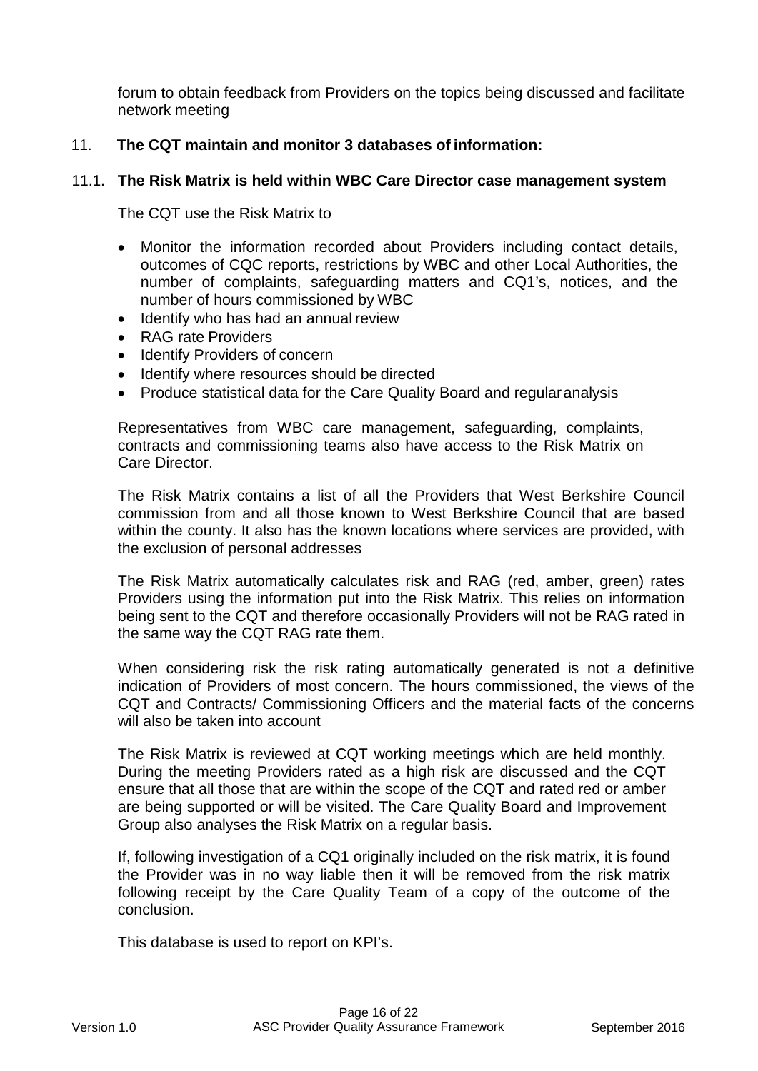forum to obtain feedback from Providers on the topics being discussed and facilitate network meeting

## 11. The CQT maintain and monitor 3 databases of information:

### 11.1. The Risk Matrix is held within WBC Care Director case management system

The CQT use the Risk Matrix to

- Monitor the information recorded about Providers including contact details, outcomes of CQC reports, restrictions by WBC and other Local Authorities, the number of complaints, safeguarding matters and CQ1's, notices, and the number of hours commissioned by WBC
- Identify who has had an annual review
- RAG rate Providers
- Identify Providers of concern
- Identify where resources should be directed
- Produce statistical data for the Care Quality Board and regular analysis

Representatives from WBC care management, safeguarding, complaints, contracts and commissioning teams also have access to the Risk Matrix on Care Director.

The Risk Matrix contains a list of all the Providers that West Berkshire Council commission from and all those known to West Berkshire Council that are based within the county. It also has the known locations where services are provided, with the exclusion of personal addresses

The Risk Matrix automatically calculates risk and RAG (red, amber, green) rates Providers using the information put into the Risk Matrix. This relies on information being sent to the CQT and therefore occasionally Providers will not be RAG rated in the same way the CQT RAG rate them.

When considering risk the risk rating automatically generated is not a definitive indication of Providers of most concern. The hours commissioned, the views of the CQT and Contracts/ Commissioning Officers and the material facts of the concerns will also be taken into account

The Risk Matrix is reviewed at CQT working meetings which are held monthly. During the meeting Providers rated as a high risk are discussed and the CQT ensure that all those that are within the scope of the CQT and rated red or amber are being supported or will be visited. The Care Quality Board and Improvement Group also analyses the Risk Matrix on a regular basis.

If, following investigation of a CQ1 originally included on the risk matrix, it is found the Provider was in no way liable then it will be removed from the risk matrix following receipt by the Care Quality Team of a copy of the outcome of the conclusion.

This database is used to report on KPI's.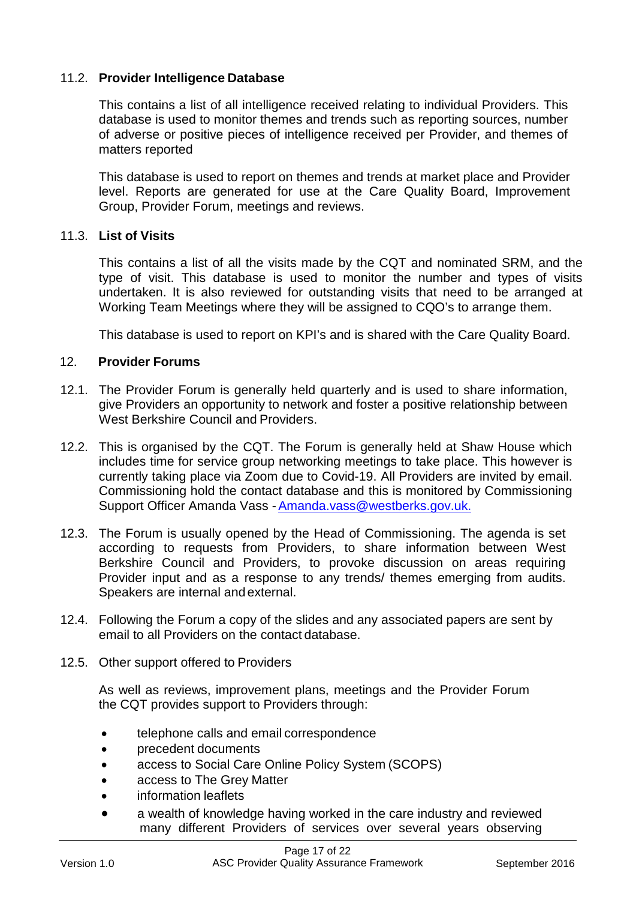### 11.2. Provider Intelligence Database

This contains a list of all intelligence received relating to individual Providers. This database is used to monitor themes and trends such as reporting sources, number of adverse or positive pieces of intelligence received per Provider, and themes of matters reported

This database is used to report on themes and trends at market place and Provider level. Reports are generated for use at the Care Quality Board, Improvement Group, Provider Forum, meetings and reviews.

### 11.3. List of Visits

This contains a list of all the visits made by the CQT and nominated SRM, and the type of visit. This database is used to monitor the number and types of visits undertaken. It is also reviewed for outstanding visits that need to be arranged at Working Team Meetings where they will be assigned to CQO's to arrange them.

This database is used to report on KPI's and is shared with the Care Quality Board.

## 12. Provider Forums

12.1. The Provider Forum is generally held quarterly and is used to share information, give Providers an opportunity to network and foster a positive relationship between West Berkshire Council and Providers.

12.2. This is organised by the CQT. The Forum is generally held at Shaw House which includes time for service group networking meetings to take place. This however is currently taking place via Zoom due to Covid-19. All Providers are invited by email. Commissioning hold the contact database and this is monitored by Commissioning Support Officer Amanda Vass - [Amanda.vass@westberks.gov.uk.](mailto:Amanda.vass@westberks.gov.uk)

12.3. The Forum is usually opened by the Head of Commissioning. The agenda is set according to requests from Providers, to share information between West Berkshire Council and Providers, to provoke discussion on areas requiring Provider input and as a response to any trends/ themes emerging from audits. Speakers are internal and external.

12.4. Following the Forum a copy of the slides and any associated papers are sent by email to all Providers on the contact database.

12.5. Other support offered to Providers

As well as reviews, improvement plans, meetings and the Provider Forum the CQT provides support to Providers through:

- telephone calls and email correspondence
- precedent documents
- access to Social Care Online Policy System (SCOPS)
- access to The Grey Matter
- information leaflets
- a wealth of knowledge having worked in the care industry and reviewed many different Providers of services over several years observing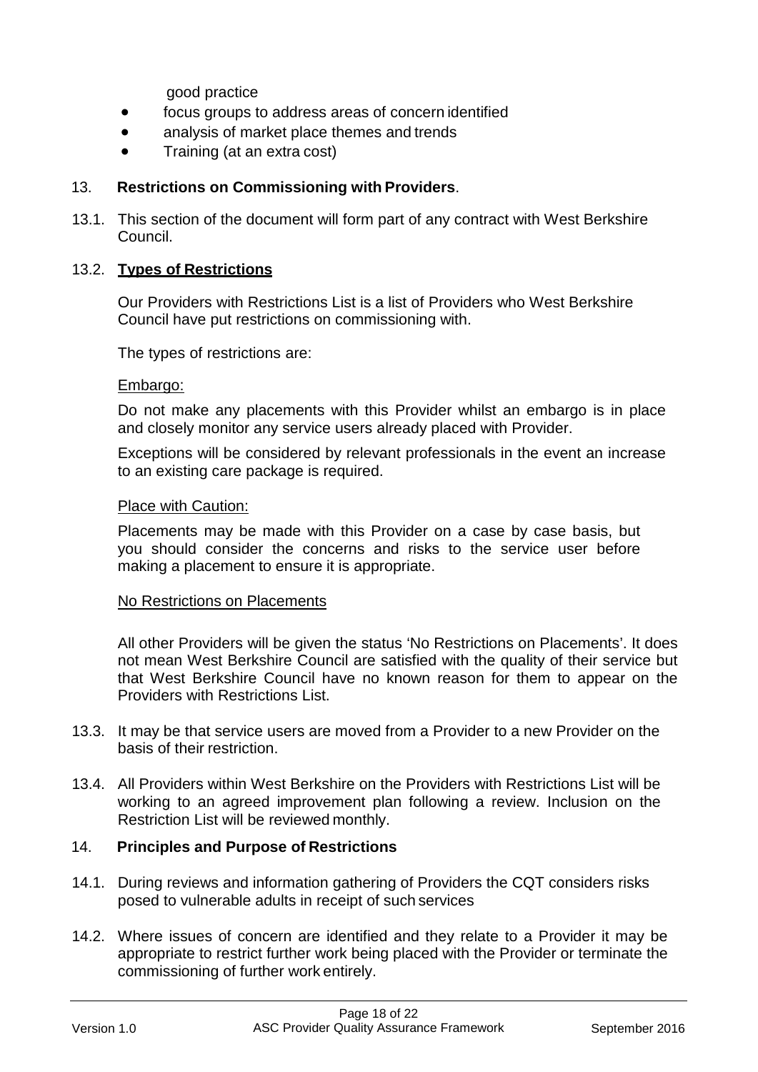good practice

- focus groups to address areas of concern identified
- analysis of market place themes and trends
- Training (at an extra cost)

## 13. **Restrictions on Commissioning with Providers**.

13.1. This section of the document will form part of any contract with West Berkshire Council.

### 13.2. **Types of Restrictions**

Our Providers with Restrictions List is a list of Providers who West Berkshire Council have put restrictions on commissioning with.

The types of restrictions are:

Embargo:

Do not make any placements with this Provider whilst an embargo is in place and closely monitor any service users already placed with Provider.

Exceptions will be considered by relevant professionals in the event an increase to an existing care package is required.

Place with Caution:

Placements may be made with this Provider on a case by case basis, but you should consider the concerns and risks to the service user before making a placement to ensure it is appropriate.

No Restrictions on Placements

All other Providers will be given the status 'No Restrictions on Placements'. It does not mean West Berkshire Council are satisfied with the quality of their service but that West Berkshire Council have no known reason for them to appear on the Providers with Restrictions List.

13.3. It may be that service users are moved from a Provider to a new Provider on the basis of their restriction.

13.4. All Providers within West Berkshire on the Providers with Restrictions List will be working to an agreed improvement plan following a review. Inclusion on the Restriction List will be reviewed monthly.

## 14. **Principles and Purpose of Restrictions**

14.1. During reviews and information gathering of Providers the CQT considers risks posed to vulnerable adults in receipt of such services

14.2. Where issues of concern are identified and they relate to a Provider it may be appropriate to restrict further work being placed with the Provider or terminate the commissioning of further work entirely.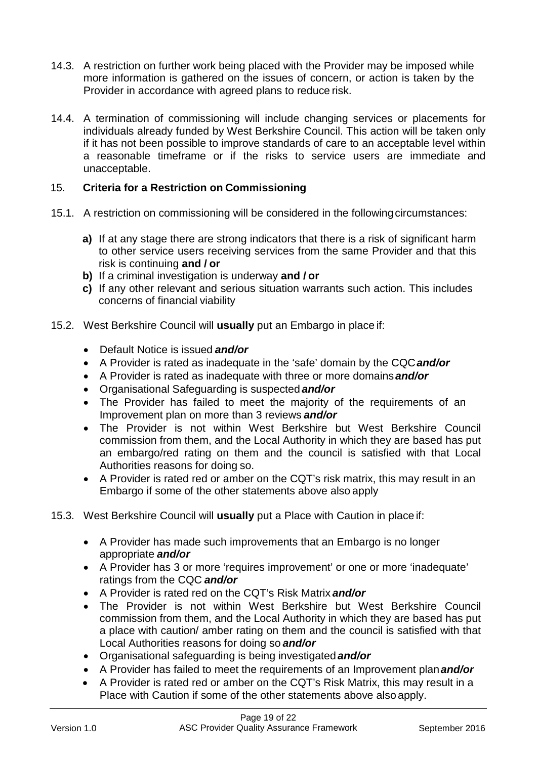14.3. A restriction on further work being placed with the Provider may be imposed while more information is gathered on the issues of concern, or action is taken by the Provider in accordance with agreed plans to reduce risk.

14.4. A termination of commissioning will include changing services or placements for individuals already funded by West Berkshire Council. This action will be taken only if it has not been possible to improve standards of care to an acceptable level within a reasonable timeframe or if the risks to service users are immediate and unacceptable.

## 15. **Criteria for a Restriction on Commissioning**

15.1. A restriction on commissioning will be considered in the following circumstances:

- **a)** If at any stage there are strong indicators that there is a risk of significant harm to other service users receiving services from the same Provider and that this risk is continuing **and / or**
- **b)** If a criminal investigation is underway **and / or**
- **c)** If any other relevant and serious situation warrants such action. This includes concerns of financial viability

15.2. West Berkshire Council will **usually** put an Embargo in place if:

- Default Notice is issued ***and/or***
- A Provider is rated as inadequate in the 'safe' domain by the CQC ***and/or***
- A Provider is rated as inadequate with three or more domains ***and/or***
- Organisational Safeguarding is suspected ***and/or***
- The Provider has failed to meet the majority of the requirements of an Improvement plan on more than 3 reviews ***and/or***
- The Provider is not within West Berkshire but West Berkshire Council commission from them, and the Local Authority in which they are based has put an embargo/red rating on them and the council is satisfied with that Local Authorities reasons for doing so.
- A Provider is rated red or amber on the CQT's risk matrix, this may result in an Embargo if some of the other statements above also apply

15.3. West Berkshire Council will **usually** put a Place with Caution in place if:

- A Provider has made such improvements that an Embargo is no longer appropriate ***and/or***
- A Provider has 3 or more 'requires improvement' or one or more 'inadequate' ratings from the CQC ***and/or***
- A Provider is rated red on the CQT's Risk Matrix ***and/or***
- The Provider is not within West Berkshire but West Berkshire Council commission from them, and the Local Authority in which they are based has put a place with caution/ amber rating on them and the council is satisfied with that Local Authorities reasons for doing so ***and/or***
- Organisational safeguarding is being investigated ***and/or***
- A Provider has failed to meet the requirements of an Improvement plan ***and/or***
- A Provider is rated red or amber on the CQT's Risk Matrix, this may result in a Place with Caution if some of the other statements above also apply.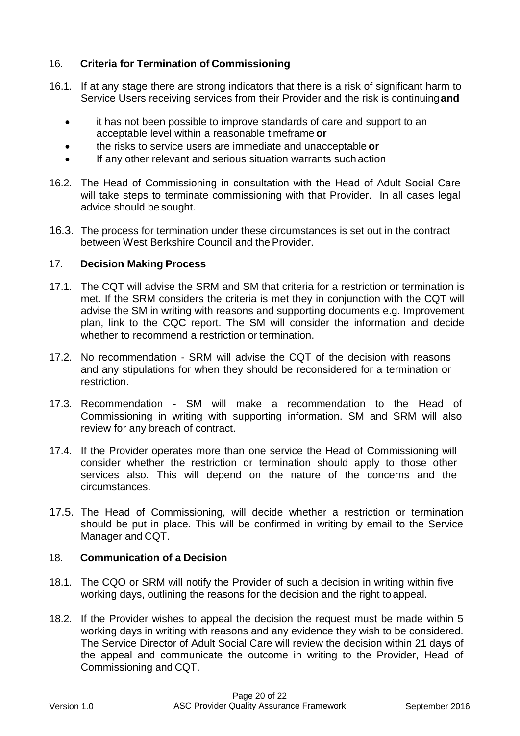## 16. Criteria for Termination of Commissioning

16.1. If at any stage there are strong indicators that there is a risk of significant harm to Service Users receiving services from their Provider and the risk is continuing **and**

- it has not been possible to improve standards of care and support to an acceptable level within a reasonable timeframe **or**
- the risks to service users are immediate and unacceptable **or**
- If any other relevant and serious situation warrants such action

16.2. The Head of Commissioning in consultation with the Head of Adult Social Care will take steps to terminate commissioning with that Provider. In all cases legal advice should be sought.

16.3. The process for termination under these circumstances is set out in the contract between West Berkshire Council and the Provider.

## 17. Decision Making Process

17.1. The CQT will advise the SRM and SM that criteria for a restriction or termination is met. If the SRM considers the criteria is met they in conjunction with the CQT will advise the SM in writing with reasons and supporting documents e.g. Improvement plan, link to the CQC report. The SM will consider the information and decide whether to recommend a restriction or termination.

17.2. No recommendation - SRM will advise the CQT of the decision with reasons and any stipulations for when they should be reconsidered for a termination or restriction.

17.3. Recommendation - SM will make a recommendation to the Head of Commissioning in writing with supporting information. SM and SRM will also review for any breach of contract.

17.4. If the Provider operates more than one service the Head of Commissioning will consider whether the restriction or termination should apply to those other services also. This will depend on the nature of the concerns and the circumstances.

17.5. The Head of Commissioning, will decide whether a restriction or termination should be put in place. This will be confirmed in writing by email to the Service Manager and CQT.

## 18. Communication of a Decision

18.1. The CQO or SRM will notify the Provider of such a decision in writing within five working days, outlining the reasons for the decision and the right to appeal.

18.2. If the Provider wishes to appeal the decision the request must be made within 5 working days in writing with reasons and any evidence they wish to be considered. The Service Director of Adult Social Care will review the decision within 21 days of the appeal and communicate the outcome in writing to the Provider, Head of Commissioning and CQT.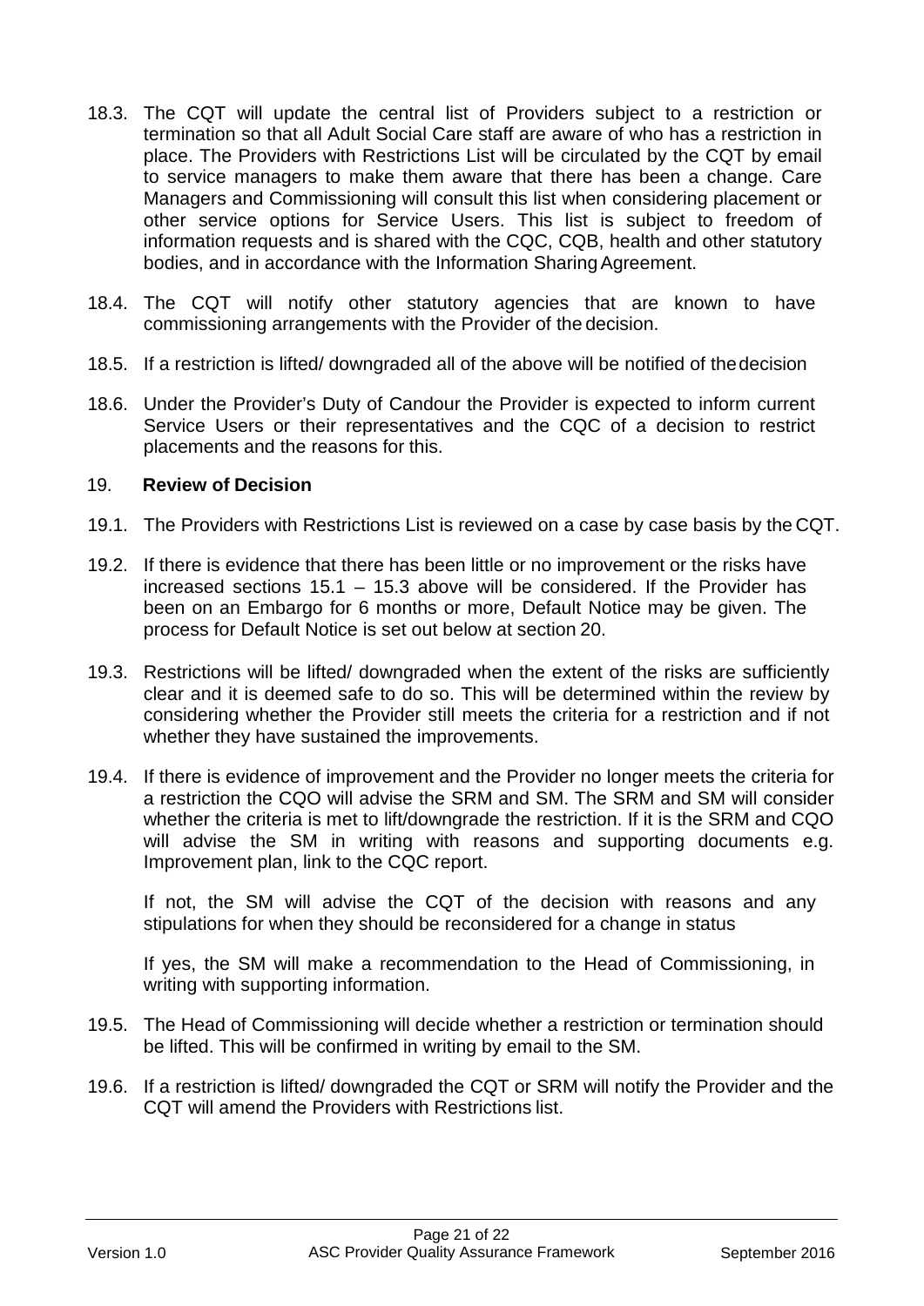18.3. The CQT will update the central list of Providers subject to a restriction or termination so that all Adult Social Care staff are aware of who has a restriction in place. The Providers with Restrictions List will be circulated by the CQT by email to service managers to make them aware that there has been a change. Care Managers and Commissioning will consult this list when considering placement or other service options for Service Users. This list is subject to freedom of information requests and is shared with the CQC, CQB, health and other statutory bodies, and in accordance with the Information Sharing Agreement.

18.4. The CQT will notify other statutory agencies that are known to have commissioning arrangements with the Provider of the decision.

18.5. If a restriction is lifted/ downgraded all of the above will be notified of the decision

18.6. Under the Provider's Duty of Candour the Provider is expected to inform current Service Users or their representatives and the CQC of a decision to restrict placements and the reasons for this.

## 19. Review of Decision

19.1. The Providers with Restrictions List is reviewed on a case by case basis by the CQT.

19.2. If there is evidence that there has been little or no improvement or the risks have increased sections 15.1 – 15.3 above will be considered. If the Provider has been on an Embargo for 6 months or more, Default Notice may be given. The process for Default Notice is set out below at section 20.

19.3. Restrictions will be lifted/ downgraded when the extent of the risks are sufficiently clear and it is deemed safe to do so. This will be determined within the review by considering whether the Provider still meets the criteria for a restriction and if not whether they have sustained the improvements.

19.4. If there is evidence of improvement and the Provider no longer meets the criteria for a restriction the CQO will advise the SRM and SM. The SRM and SM will consider whether the criteria is met to lift/downgrade the restriction. If it is the SRM and CQO will advise the SM in writing with reasons and supporting documents e.g. Improvement plan, link to the CQC report.

If not, the SM will advise the CQT of the decision with reasons and any stipulations for when they should be reconsidered for a change in status

If yes, the SM will make a recommendation to the Head of Commissioning, in writing with supporting information.

19.5. The Head of Commissioning will decide whether a restriction or termination should be lifted. This will be confirmed in writing by email to the SM.

19.6. If a restriction is lifted/ downgraded the CQT or SRM will notify the Provider and the CQT will amend the Providers with Restrictions list.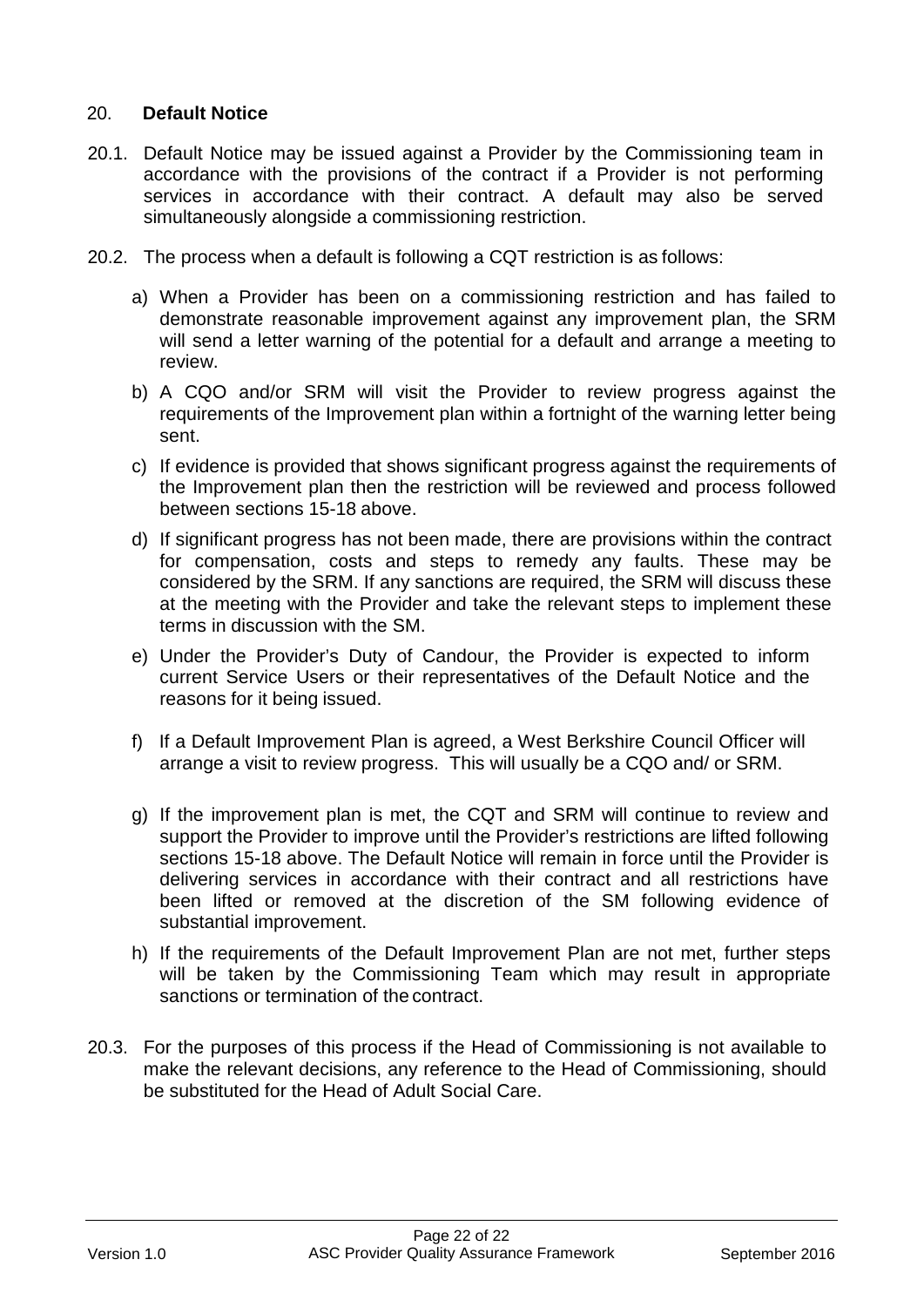## 20. **Default Notice**

20.1. Default Notice may be issued against a Provider by the Commissioning team in accordance with the provisions of the contract if a Provider is not performing services in accordance with their contract. A default may also be served simultaneously alongside a commissioning restriction.

20.2. The process when a default is following a CQT restriction is as follows:

a) When a Provider has been on a commissioning restriction and has failed to demonstrate reasonable improvement against any improvement plan, the SRM will send a letter warning of the potential for a default and arrange a meeting to review.

b) A CQO and/or SRM will visit the Provider to review progress against the requirements of the Improvement plan within a fortnight of the warning letter being sent.

c) If evidence is provided that shows significant progress against the requirements of the Improvement plan then the restriction will be reviewed and process followed between sections 15-18 above.

d) If significant progress has not been made, there are provisions within the contract for compensation, costs and steps to remedy any faults. These may be considered by the SRM. If any sanctions are required, the SRM will discuss these at the meeting with the Provider and take the relevant steps to implement these terms in discussion with the SM.

e) Under the Provider's Duty of Candour, the Provider is expected to inform current Service Users or their representatives of the Default Notice and the reasons for it being issued.

f) If a Default Improvement Plan is agreed, a West Berkshire Council Officer will arrange a visit to review progress. This will usually be a CQO and/ or SRM.

g) If the improvement plan is met, the CQT and SRM will continue to review and support the Provider to improve until the Provider's restrictions are lifted following sections 15-18 above. The Default Notice will remain in force until the Provider is delivering services in accordance with their contract and all restrictions have been lifted or removed at the discretion of the SM following evidence of substantial improvement.

h) If the requirements of the Default Improvement Plan are not met, further steps will be taken by the Commissioning Team which may result in appropriate sanctions or termination of the contract.

20.3. For the purposes of this process if the Head of Commissioning is not available to make the relevant decisions, any reference to the Head of Commissioning, should be substituted for the Head of Adult Social Care.